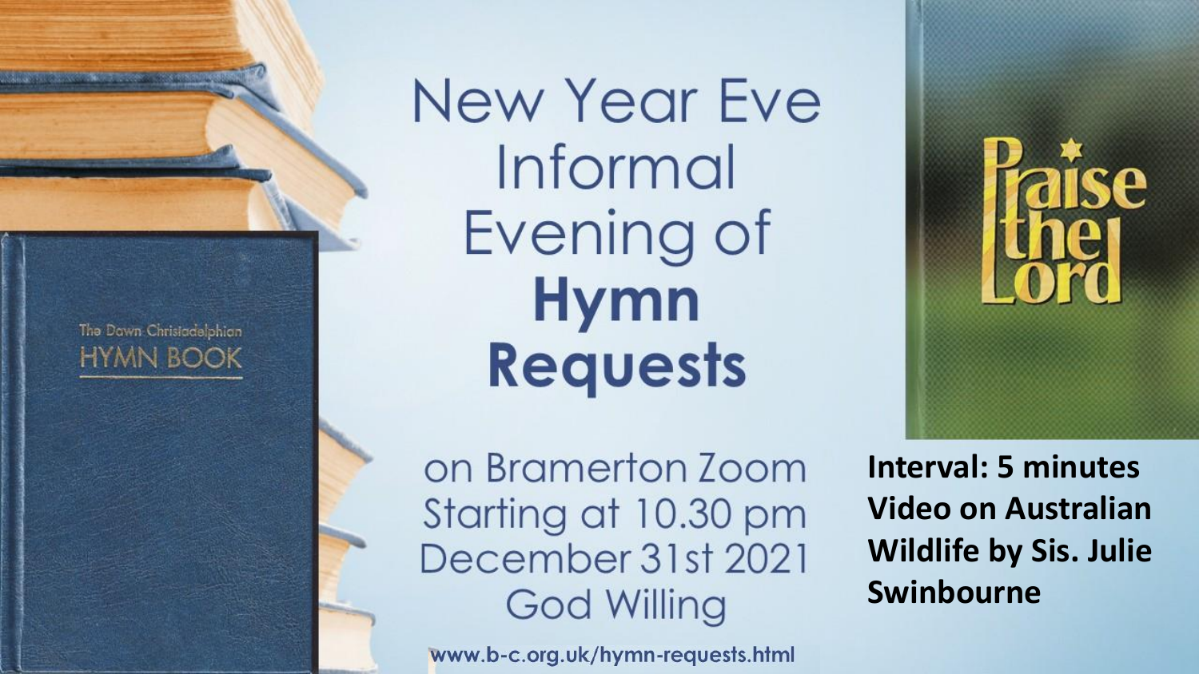# New Year Eve Informal Evening of **Hymn Requests**

on Bramerton Zoom
Starting at 10.30 pm
December 31st 2021
God Willing

www.b-c.org.uk/hymn-requests.html

**Interval: 5 minutes Video on Australian Wildlife by Sis. Julie Swinbourne**

The Dawn Christadelphian HYMN BOOK

Praise the Lord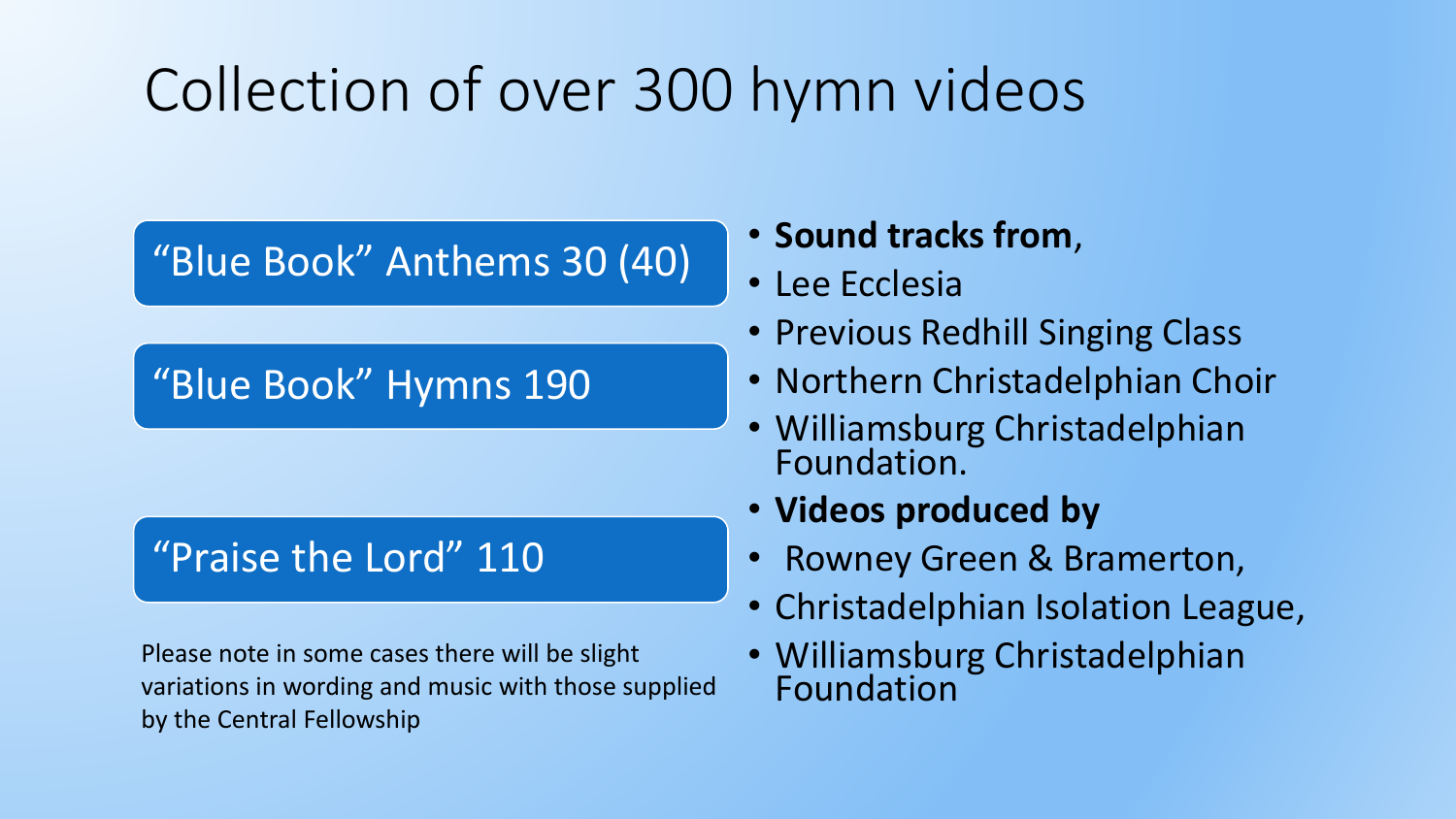# Collection of over 300 hymn videos

“Blue Book” Anthems 30 (40)

“Blue Book” Hymns 190

“Praise the Lord” 110

Please note in some cases there will be slight variations in wording and music with those supplied by the Central Fellowship

- **Sound tracks from**,
- Lee Ecclesia
- Previous Redhill Singing Class
- Northern Christadelphian Choir
- Williamsburg Christadelphian Foundation.
- **Videos produced by**
- Rowney Green & Bramerton,
- Christadelphian Isolation League,
- Williamsburg Christadelphian Foundation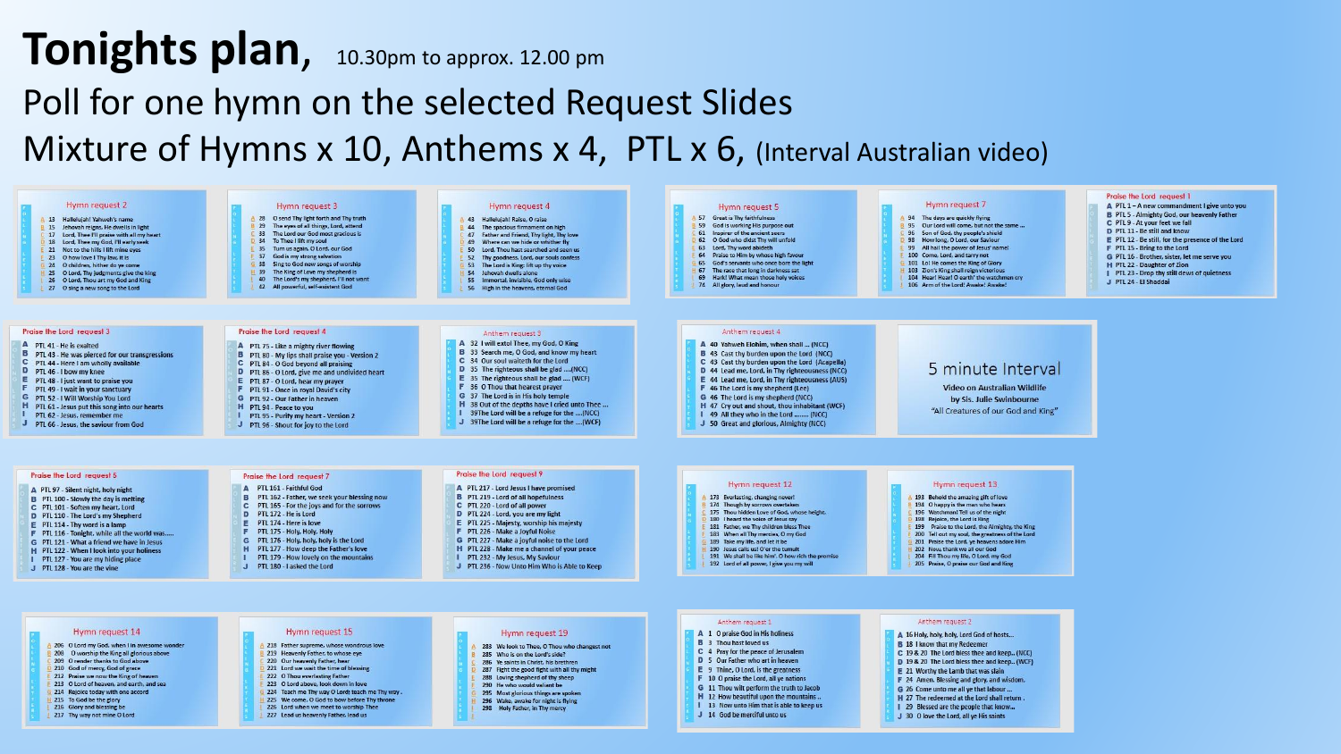# Tonights plan, 10.30pm to approx. 12.00 pm

## Poll for one hymn on the selected Request Slides

## Mixture of Hymns x 10, Anthems x 4, PTL x 6, (Interval Australian video)

### Hymn request 2

- A 13 Hallelujah! Yahweh's name
- B 15 Jehovah reigns, He dwells in light
- C 17 Lord, Thee I'll praise with all my heart
- D 18 Lord, Thee my God, I'll early seek
- E 21 Not to the hills I lift mine eyes
- F 23 O how love I Thy law, it is
- G 24 O children, hither do ye come
- H 25 O Lord, Thy judgments give the king
- I 26 O Lord, Thou art my God and King
- J 27 O sing a new song to the Lord

### Hymn request 3

- A 28 O send Thy light forth and Thy truth
- B 29 The eyes of all things, Lord, attend
- C 33 The Lord our God most gracious is
- D 34 To Thee I lift my soul
- E 35 Turn us again, O Lord, our God
- F 37 God is my strong salvation
- G 38 Sing to God new songs of worship
- H 39 The King of Love my shepherd is
- I 40 The Lord's my shepherd, I'll not want
- J 42 All powerful, self-existent God

### Hymn request 4

- A 43 Hallelujah! Raise, O raise
- B 44 The spacious firmament on high
- C 47 Father and Friend, Thy light, Thy love
- D 49 Where can we hide or whither fly
- E 50 Lord, Thou hast searched and seen us
- F 52 Thy goodness, Lord, our souls confess
- G 53 The Lord is King; lift up thy voice
- H 54 Jehovah dwells alone
- I 55 Immortal, invisible, God only wise
- J 56 High in the heavens, eternal God

### Hymn request 5

- A 57 Great is Thy faithfulness
- B 59 God is working His purpose out
- C 61 Inspirer of the ancient seers
- D 62 O God who didst Thy will unfold
- E 63 Lord, Thy word abideth
- F 64 Praise to Him by whose high favour
- G 65 God's servants who once bore the light
- H 67 The race that long in darkness sat
- I 69 Hark! What mean those holy voices
- J 74 All glory, laud and honour

### Hymn request 7

- A 94 The days are quickly flying
- B 95 Our Lord will come, but not the same ...
- C 96 Son of God, thy people's shield
- D 98 How long, O Lord, our Saviour
- E 99 All hail the power of Jesus' name!
- F 100 Come, Lord, and tarry not
- G 101 Lo! He comes the King of Glory
- H 103 Zion's King shall reign victorious
- I 104 Hear! Hear! O earth' the watchmen cry
- J 106 Arm of the Lord! Awake! Awake!

### Praise the Lord request 1

- A PTL 1 – A new commandment I give unto you
- B PTL 5 - Almighty God, our heavenly Father
- C PTL 9 - At your feet we fall
- D PTL 11 - Be still and know
- E PTL 12 - Be still, for the presence of the Lord
- F PTL 15 - Bring to the Lord
- G PTL 16 - Brother, sister, let me serve you
- H PTL 22 - Daughter of Zion
- I PTL 23 - Drop thy still dews of quietness
- J PTL 24 - El Shaddai

### Praise the Lord request 3

- A PTL 41 - He is exalted
- B PTL 43 - He was pierced for our transgressions
- C PTL 44 - Here I am wholly available
- D PTL 46 - I bow my knee
- E PTL 48 - I just want to praise you
- F PTL 49 - I wait in your sanctuary
- G PTL 52 - I Will Worship You Lord
- H PTL 61 - Jesus put this song into our hearts
- I PTL 62 - Jesus, remember me
- J PTL 66 - Jesus, the saviour from God

### Praise the Lord request 4

- A PTL 75 - Like a mighty river flowing
- B PTL 80 - My lips shall praise you - Version 2
- C PTL 84 - O God beyond all praising
- D PTL 86 - O Lord, give me and undivided heart
- E PTL 87 - O Lord, hear my prayer
- F PTL 91 - Once in royal David's city
- G PTL 92 - Our Father in heaven
- H PTL 94 - Peace to you
- I PTL 95 - Purify my heart - Version 2
- J PTL 96 - Shout for joy to the Lord

### Anthem request 3

- A 32 I will extol Thee, my God, O King
- B 33 Search me, O God, and know my heart
- C 34 Our soul waiteth for the Lord
- D 35 The righteous shall be glad ....(NCC)
- E 35 The righteous shall be glad .... (WCF)
- F 36 O Thou that hearest prayer
- G 37 The Lord is in His holy temple
- H 38 Out of the depths have I cried unto Thee ...
- I 39The Lord will be a refuge for the ....(NCC)
- J 39The Lord will be a refuge for the ....(WCF)

### Anthem request 4

- A 40 Yahweh Elohim, when shall ... (NCC)
- B 43 Cast thy burden upon the Lord (NCC)
- C 43 Cast thy burden upon the Lord (Acapella)
- D 44 Lead me, Lord, in Thy righteousness (NCC)
- E 44 Lead me, Lord, in Thy righteousness (AUS)
- F 46 The Lord is my shepherd (Lee)
- G 46 The Lord is my shepherd (NCC)
- H 47 Cry out and shout, thou inhabitant (WCF)
- I 49 All they who in the Lord ....... (NCC)
- J 50 Great and glorious, Almighty (NCC)

### 5 minute Interval

Video on Australian Wildlife by Sis. Julie Swinbourne

"All Creatures of our God and King"

### Praise the Lord request 5

- A PTL 97 - Silent night, holy night
- B PTL 100 - Slowly the day is melting
- C PTL 101 - Soften my heart, Lord
- D PTL 110 - The Lord's my Shepherd
- E PTL 114 - Thy word is a lamp
- F PTL 116 - Tonight, while all the world was.....
- G PTL 121 - What a friend we have in Jesus
- H PTL 122 - When I look into your holiness
- I PTL 127 - You are my hiding place
- J PTL 128 - You are the vine

### Praise the Lord request 7

- A PTL 161 - Faithful God
- B PTL 162 - Father, we seek your blessing now
- C PTL 165 - For the joys and for the sorrows
- D PTL 172 - He is Lord
- E PTL 174 - Here is love
- F PTL 175 - Holy, Holy, Holy
- G PTL 176 - Holy, holy, holy is the Lord
- H PTL 177 - How deep the Father's love
- I PTL 179 - How lovely on the mountains
- J PTL 180 - I asked the Lord

### Praise the Lord request 9

- A PTL 217 - Lord Jesus I have promised
- B PTL 219 - Lord of all hopefulness
- C PTL 220 - Lord of all power
- D PTL 224 - Lord, you are my light
- E PTL 225 - Majesty, worship his majesty
- F PTL 226 - Make a joyful Noise
- G PTL 227 - Make a joyful noise to the Lord
- H PTL 228 - Make me a channel of your peace
- I PTL 232 - My Jesus, My Saviour
- J PTL 236 - Now Unto Him Who is Able to Keep

### Hymn request 12

- A 173 Everlasting, changing never!
- B 174 Though by sorrows overtaken
- C 175 Thou hidden Love of God, whose height,
- D 180 I heard the voice of Jesus say
- E 181 Father, we Thy children bless Thee
- F 183 When all Thy mercies, O my God
- G 189 Take my life, and let it be
- H 190 Jesus calls us! O'er the tumult
- I 191 We shall be like him'. O how rich the promise
- J 192 Lord of all power, I give you my will

### Hymn request 13

- A 193 Behold the amazing gift of love
- B 194 O happy is the man who hears
- C 196 Watchman! Tell us of the night
- D 198 Rejoice, the Lord is King
- E 199 Praise to the Lord, the Almighty, the King
- F 200 Tell out my soul, the greatness of the Lord
- G 201 Praise the Lord, ye heavens adore Him
- H 202 Now, thank we all our God
- I 204 Fill Thou my life, O Lord, my God
- J 205 Praise, O praise our God and King

### Hymn request 14

- A 206 O Lord my God, when I in awesome wonder
- B 208 O worship the King all glorious above
- C 209 O render thanks to God above
- D 210 God of mercy, God of grace
- E 212 Praise we now the King of heaven
- F 213 O Lord of heaven, and earth, and sea
- G 214 Rejoice today with one accord
- H 215 To God be the glory
- I 216 Glory and blessing be
- J 217 Thy way not mine O Lord

### Hymn request 15

- A 218 Father supreme, whose wondrous love
- B 219 Heavenly Father, to whose eye
- C 220 Our heavenly Father, hear
- D 221 Lord we want the time of blessing
- E 222 O Thou everlasting Father
- F 223 O Lord above, look down in love
- G 224 Teach me Thy way O Lord teach me Thy way
- H 225 We come, O God to bow before Thy throne
- I 226 Lord when we meet to worship Thee
- J 227 Lead us heavenly Father, lead us

### Hymn request 19

- A 283 We look to Thee, O Thou who changest not
- B 285 Who is on the Lord's side?
- C 286 Ye saints in Christ, his brethren
- D 287 Fight the good fight with all thy might
- E 288 Loving shepherd of thy sheep
- F 290 He who would valiant be
- G 295 Most glorious things are spoken
- H 296 Wake, awake for night is flying
- I 298 Holy Father, in Thy mercy

### Anthem request 1

- A 1 O praise God in His holiness
- B 3 Thou hast loved us
- C 4 Pray for the peace of Jerusalem
- D 5 Our Father who art in heaven
- E 9 Thine, O Lord, is the greatness
- F 10 O praise the Lord, all ye nations
- G 11 Thou wilt perform the truth to Jacob
- H 12 How beautiful upon the mountains ..
- I 13 Now unto Him that is able to keep us
- J 14 God be merciful unto us

### Anthem request 2

- A 16 Holy, holy, holy, Lord God of hosts...
- B 18 I know that my Redeemer
- C 19 & 20 The Lord bless thee and keep... (NCC)
- D 19 & 20 The Lord bless thee and keep... (WCF)
- E 21 Worthy the Lamb that was slain
- F 24 Amen. Blessing and glory, and wisdom.
- G 26 Come unto me all ye that labour ...
- H 27 The redeemed at the Lord shall return .
- I 29 Blessed are the people that know...
- J 30 O love the Lord, all ye His saints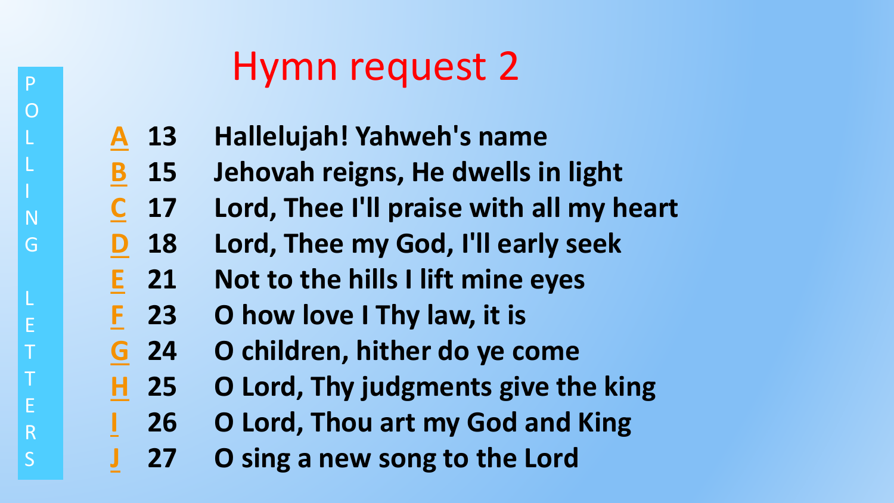POLLING LETTERS

# Hymn request 2

| | | |
|---|---|---|
| A | 13 | Hallelujah! Yahweh's name |
| B | 15 | Jehovah reigns, He dwells in light |
| C | 17 | Lord, Thee I'll praise with all my heart |
| D | 18 | Lord, Thee my God, I'll early seek |
| E | 21 | Not to the hills I lift mine eyes |
| F | 23 | O how love I Thy law, it is |
| G | 24 | O children, hither do ye come |
| H | 25 | O Lord, Thy judgments give the king |
| I | 26 | O Lord, Thou art my God and King |
| J | 27 | O sing a new song to the Lord |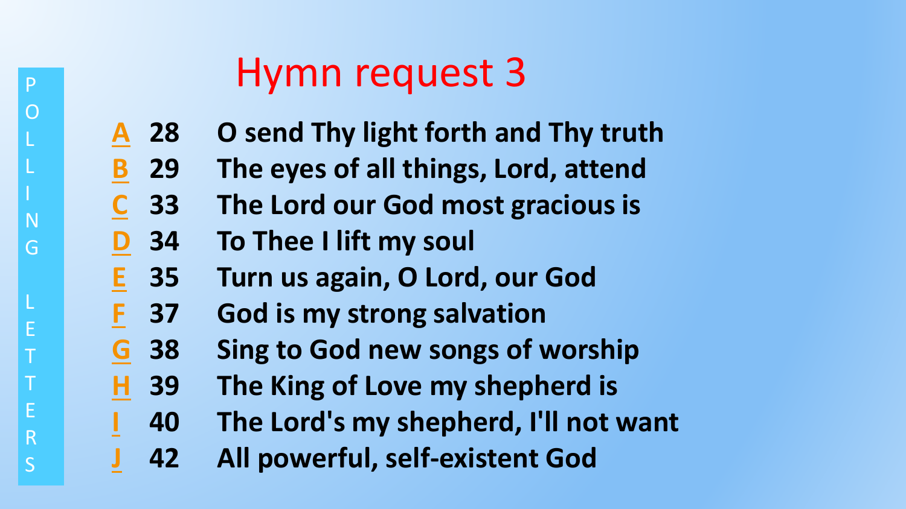POLLING LETTERS

# Hymn request 3

- **A** 28 O send Thy light forth and Thy truth
- **B** 29 The eyes of all things, Lord, attend
- **C** 33 The Lord our God most gracious is
- **D** 34 To Thee I lift my soul
- **E** 35 Turn us again, O Lord, our God
- **F** 37 God is my strong salvation
- **G** 38 Sing to God new songs of worship
- **H** 39 The King of Love my shepherd is
- **I** 40 The Lord's my shepherd, I'll not want
- **J** 42 All powerful, self-existent God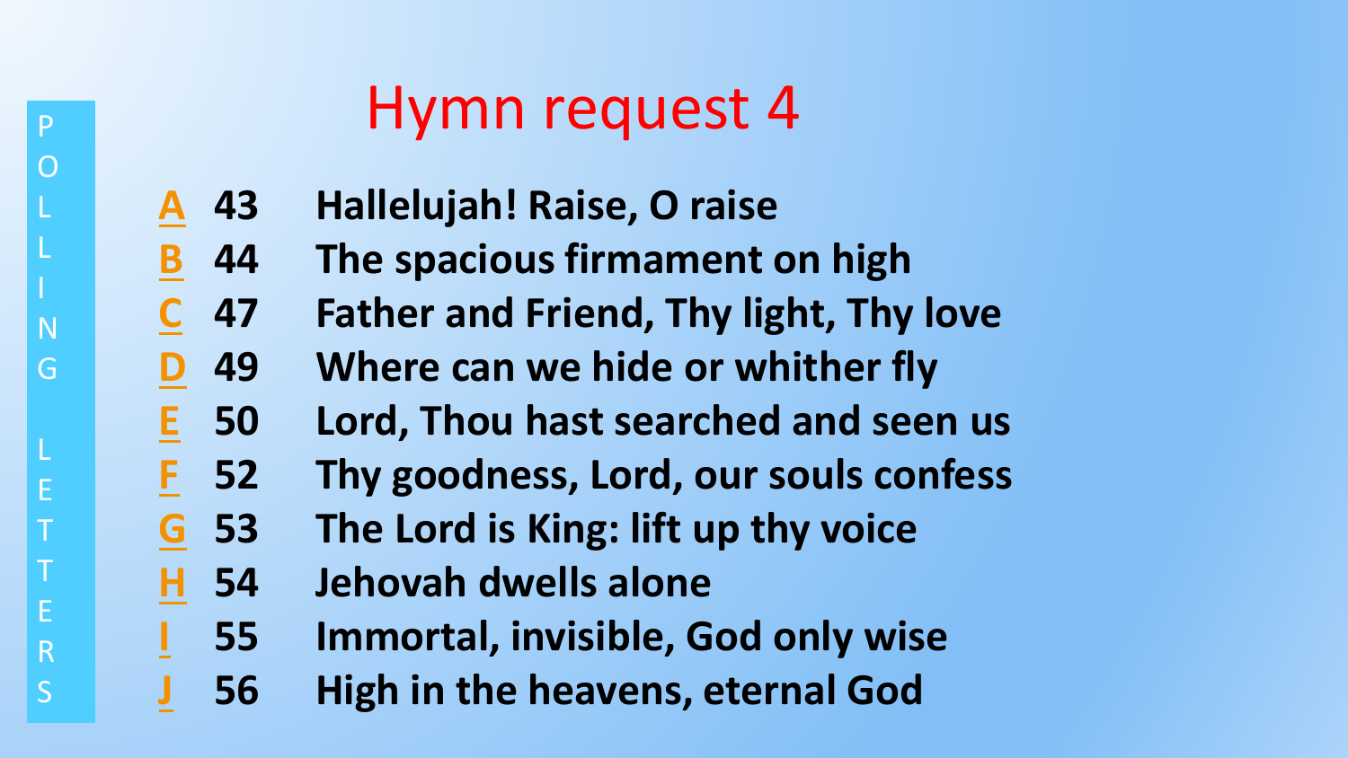POLLING LETTERS

# Hymn request 4

| | | |
|---|---|---|
| A | 43 | **Hallelujah! Raise, O raise** |
| B | 44 | **The spacious firmament on high** |
| C | 47 | **Father and Friend, Thy light, Thy love** |
| D | 49 | **Where can we hide or whither fly** |
| E | 50 | **Lord, Thou hast searched and seen us** |
| F | 52 | **Thy goodness, Lord, our souls confess** |
| G | 53 | **The Lord is King: lift up thy voice** |
| H | 54 | **Jehovah dwells alone** |
| I | 55 | **Immortal, invisible, God only wise** |
| J | 56 | **High in the heavens, eternal God** |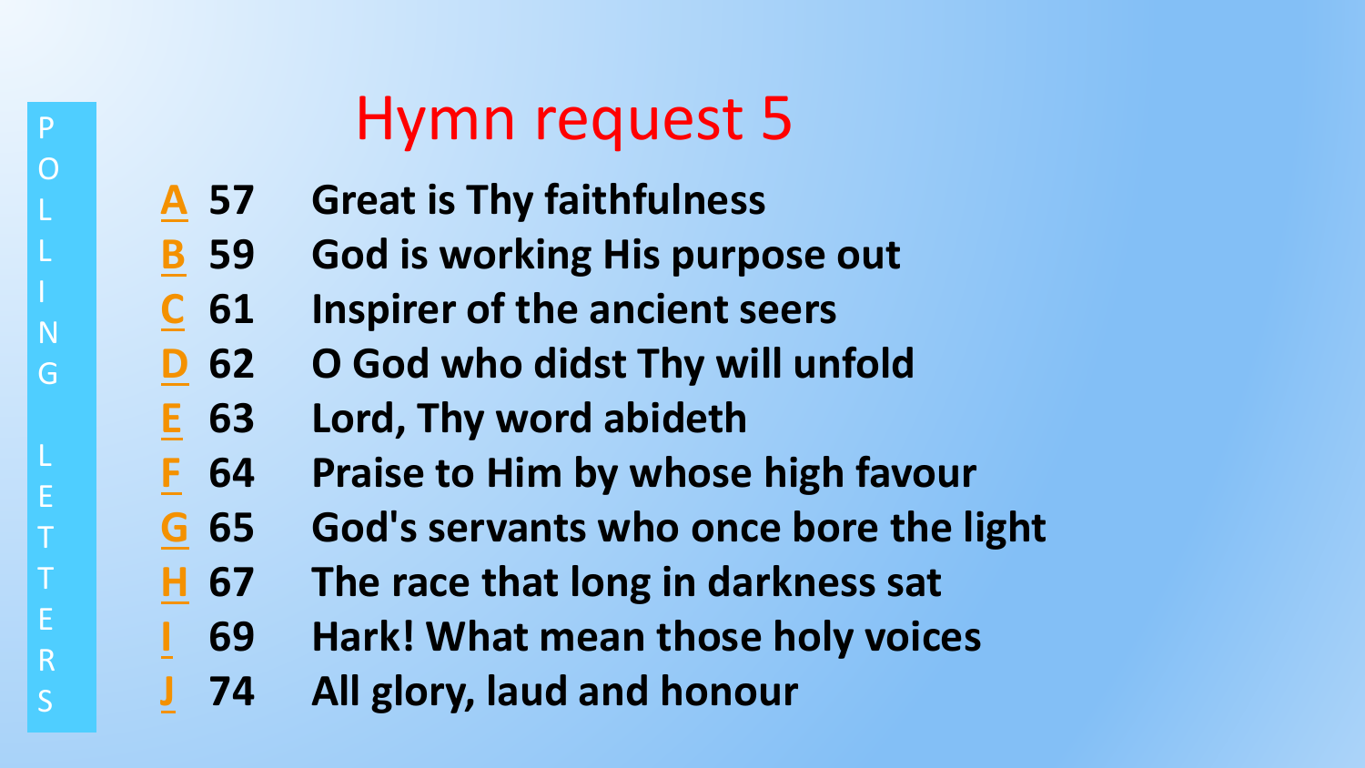POLLING LETTERS

# Hymn request 5

- **A** **57** **Great is Thy faithfulness**
- **B** **59** **God is working His purpose out**
- **C** **61** **Inspirer of the ancient seers**
- **D** **62** **O God who didst Thy will unfold**
- **E** **63** **Lord, Thy word abideth**
- **F** **64** **Praise to Him by whose high favour**
- **G** **65** **God's servants who once bore the light**
- **H** **67** **The race that long in darkness sat**
- **I** **69** **Hark! What mean those holy voices**
- **J** **74** **All glory, laud and honour**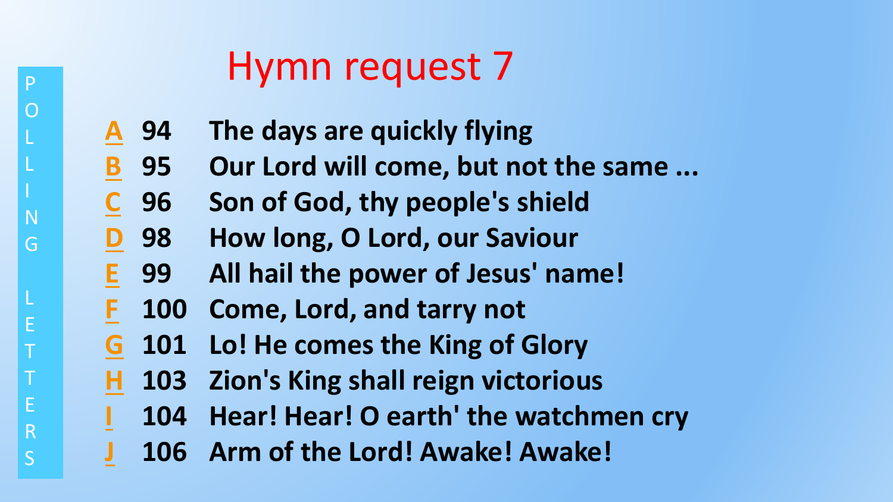POLLING LETTERS

# Hymn request 7

- **A** 94 **The days are quickly flying**
- **B** 95 **Our Lord will come, but not the same ...**
- **C** 96 **Son of God, thy people's shield**
- **D** 98 **How long, O Lord, our Saviour**
- **E** 99 **All hail the power of Jesus' name!**
- **F** 100 **Come, Lord, and tarry not**
- **G** 101 **Lo! He comes the King of Glory**
- **H** 103 **Zion's King shall reign victorious**
- **I** 104 **Hear! Hear! O earth' the watchmen cry**
- **J** 106 **Arm of the Lord! Awake! Awake!**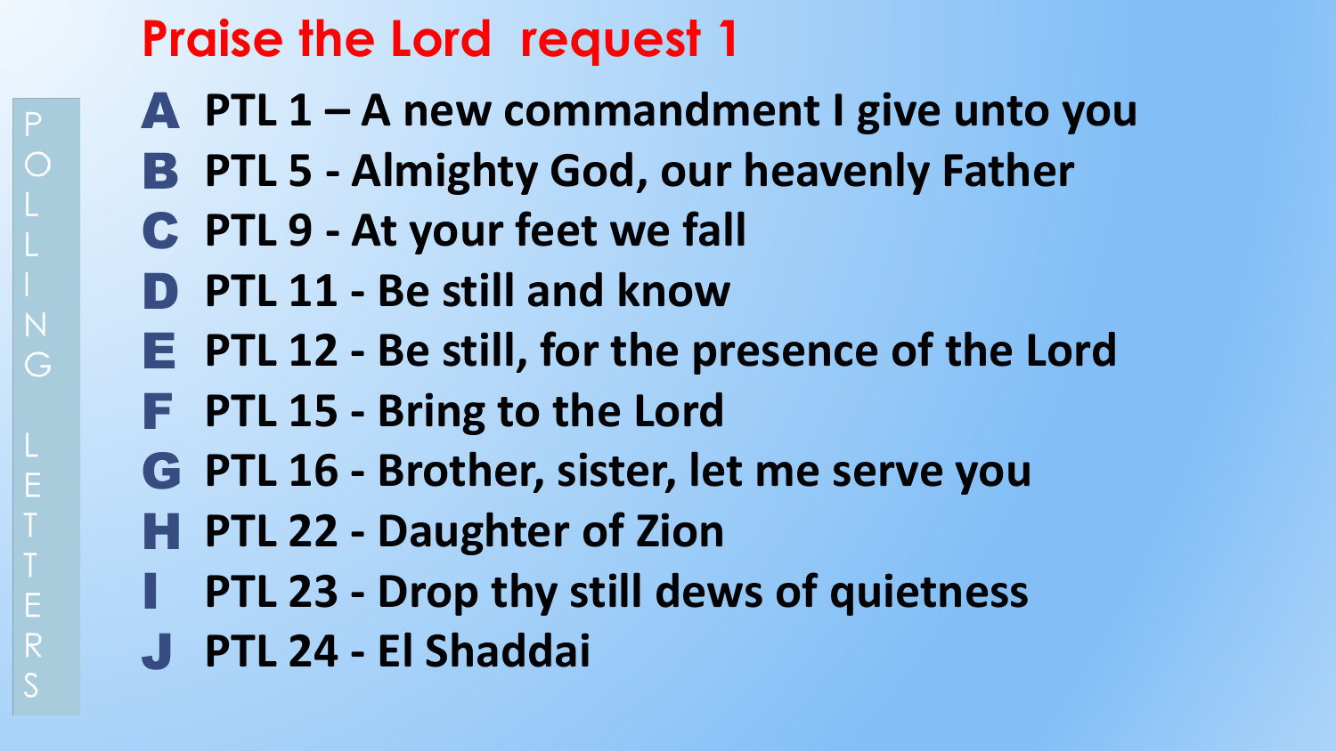# Praise the Lord request 1

POLLING LETTERS

- **A** PTL 1 – A new commandment I give unto you
- **B** PTL 5 - Almighty God, our heavenly Father
- **C** PTL 9 - At your feet we fall
- **D** PTL 11 - Be still and know
- **E** PTL 12 - Be still, for the presence of the Lord
- **F** PTL 15 - Bring to the Lord
- **G** PTL 16 - Brother, sister, let me serve you
- **H** PTL 22 - Daughter of Zion
- **I** PTL 23 - Drop thy still dews of quietness
- **J** PTL 24 - El Shaddai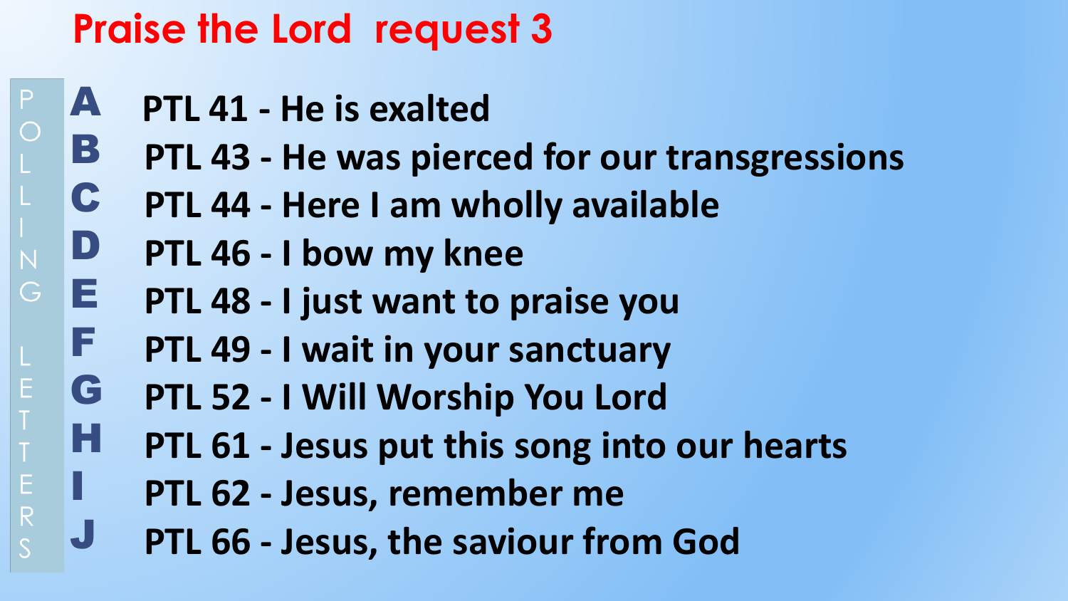# Praise the Lord request 3

POLLING LETTERS

- **A** PTL 41 - He is exalted
- **B** PTL 43 - He was pierced for our transgressions
- **C** PTL 44 - Here I am wholly available
- **D** PTL 46 - I bow my knee
- **E** PTL 48 - I just want to praise you
- **F** PTL 49 - I wait in your sanctuary
- **G** PTL 52 - I Will Worship You Lord
- **H** PTL 61 - Jesus put this song into our hearts
- **I** PTL 62 - Jesus, remember me
- **J** PTL 66 - Jesus, the saviour from God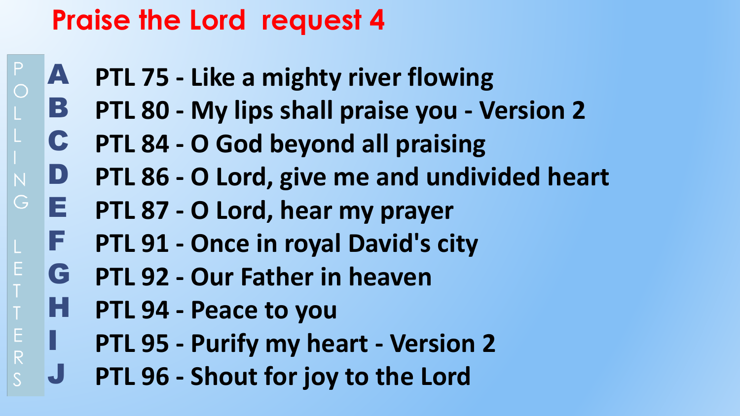# Praise the Lord request 4

POLLING LETTERS

- **A** PTL 75 - Like a mighty river flowing
- **B** PTL 80 - My lips shall praise you - Version 2
- **C** PTL 84 - O God beyond all praising
- **D** PTL 86 - O Lord, give me and undivided heart
- **E** PTL 87 - O Lord, hear my prayer
- **F** PTL 91 - Once in royal David's city
- **G** PTL 92 - Our Father in heaven
- **H** PTL 94 - Peace to you
- **I** PTL 95 - Purify my heart - Version 2
- **J** PTL 96 - Shout for joy to the Lord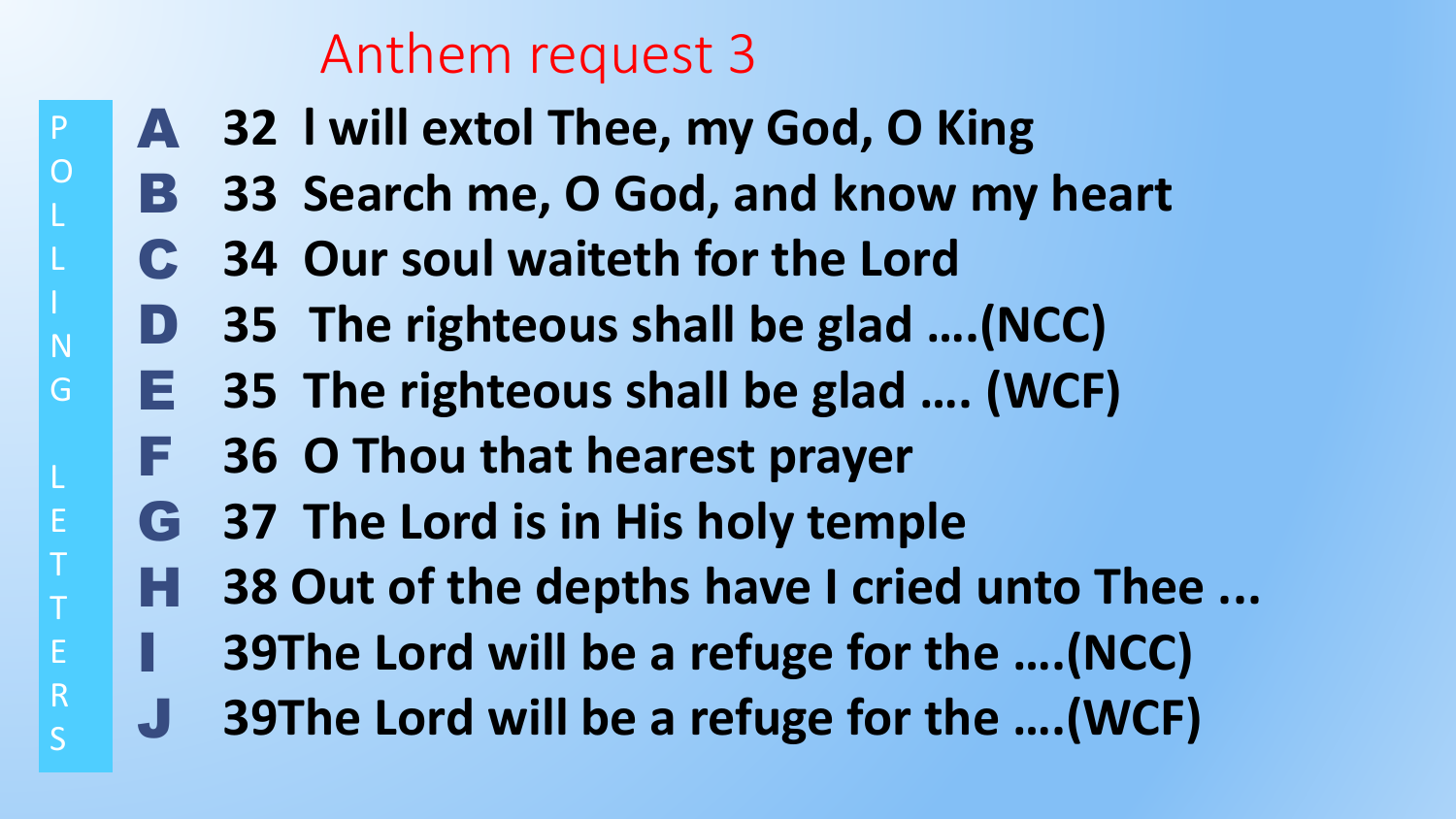# Anthem request 3

POLLING LETTERS

- **A** **32 I will extol Thee, my God, O King**
- **B** **33 Search me, O God, and know my heart**
- **C** **34 Our soul waiteth for the Lord**
- **D** **35 The righteous shall be glad ….(NCC)**
- **E** **35 The righteous shall be glad …. (WCF)**
- **F** **36 O Thou that hearest prayer**
- **G** **37 The Lord is in His holy temple**
- **H** **38 Out of the depths have I cried unto Thee ...**
- **I** **39The Lord will be a refuge for the ….(NCC)**
- **J** **39The Lord will be a refuge for the ….(WCF)**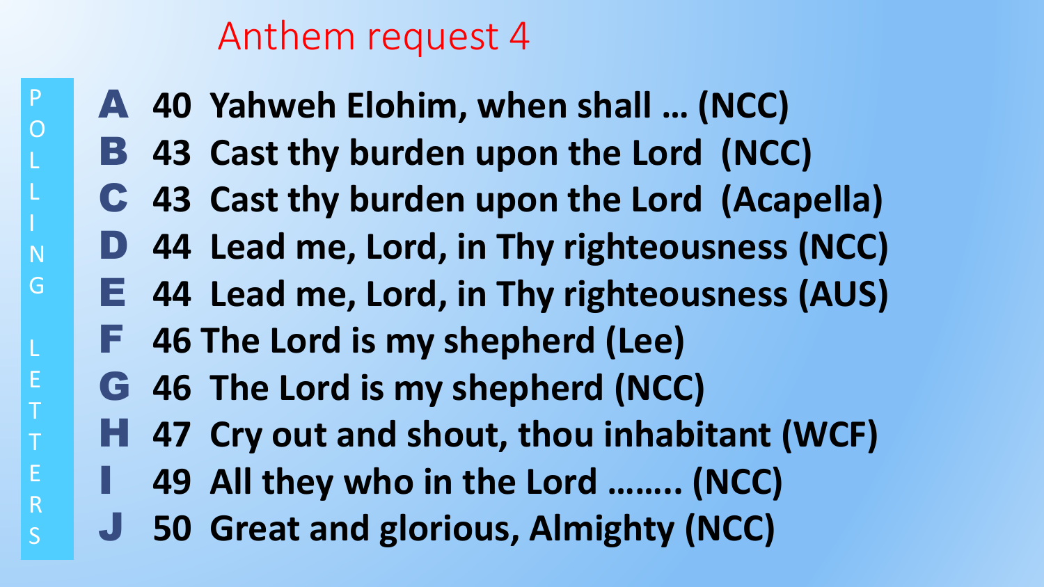# Anthem request 4

POLLING LETTERS

- **A** **40 Yahweh Elohim, when shall … (NCC)**
- **B** **43 Cast thy burden upon the Lord (NCC)**
- **C** **43 Cast thy burden upon the Lord (Acapella)**
- **D** **44 Lead me, Lord, in Thy righteousness (NCC)**
- **E** **44 Lead me, Lord, in Thy righteousness (AUS)**
- **F** **46 The Lord is my shepherd (Lee)**
- **G** **46 The Lord is my shepherd (NCC)**
- **H** **47 Cry out and shout, thou inhabitant (WCF)**
- **I** **49 All they who in the Lord …….. (NCC)**
- **J** **50 Great and glorious, Almighty (NCC)**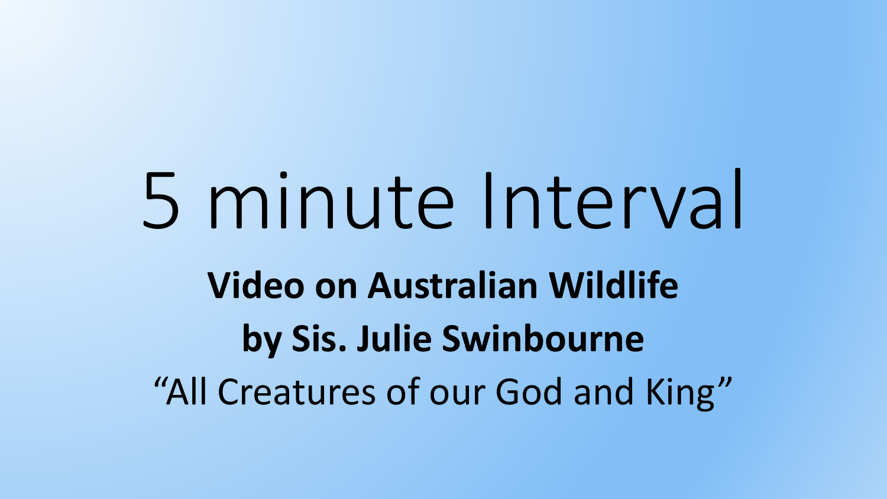# 5 minute Interval

**Video on Australian Wildlife**

**by Sis. Julie Swinbourne**

"All Creatures of our God and King"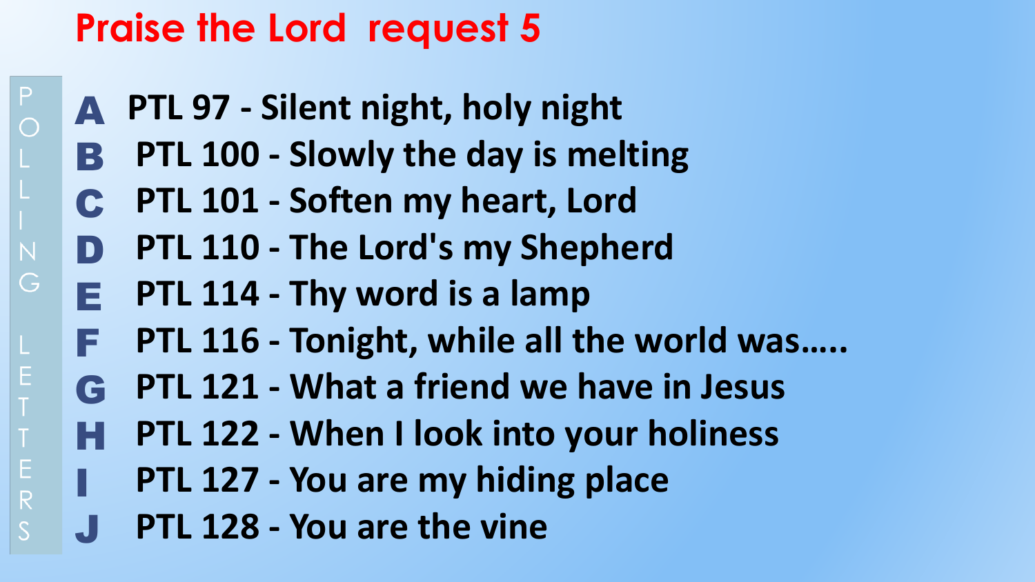# Praise the Lord request 5

POLLING LETTERS

- **A** PTL 97 - Silent night, holy night
- **B** PTL 100 - Slowly the day is melting
- **C** PTL 101 - Soften my heart, Lord
- **D** PTL 110 - The Lord's my Shepherd
- **E** PTL 114 - Thy word is a lamp
- **F** PTL 116 - Tonight, while all the world was…..
- **G** PTL 121 - What a friend we have in Jesus
- **H** PTL 122 - When I look into your holiness
- **I** PTL 127 - You are my hiding place
- **J** PTL 128 - You are the vine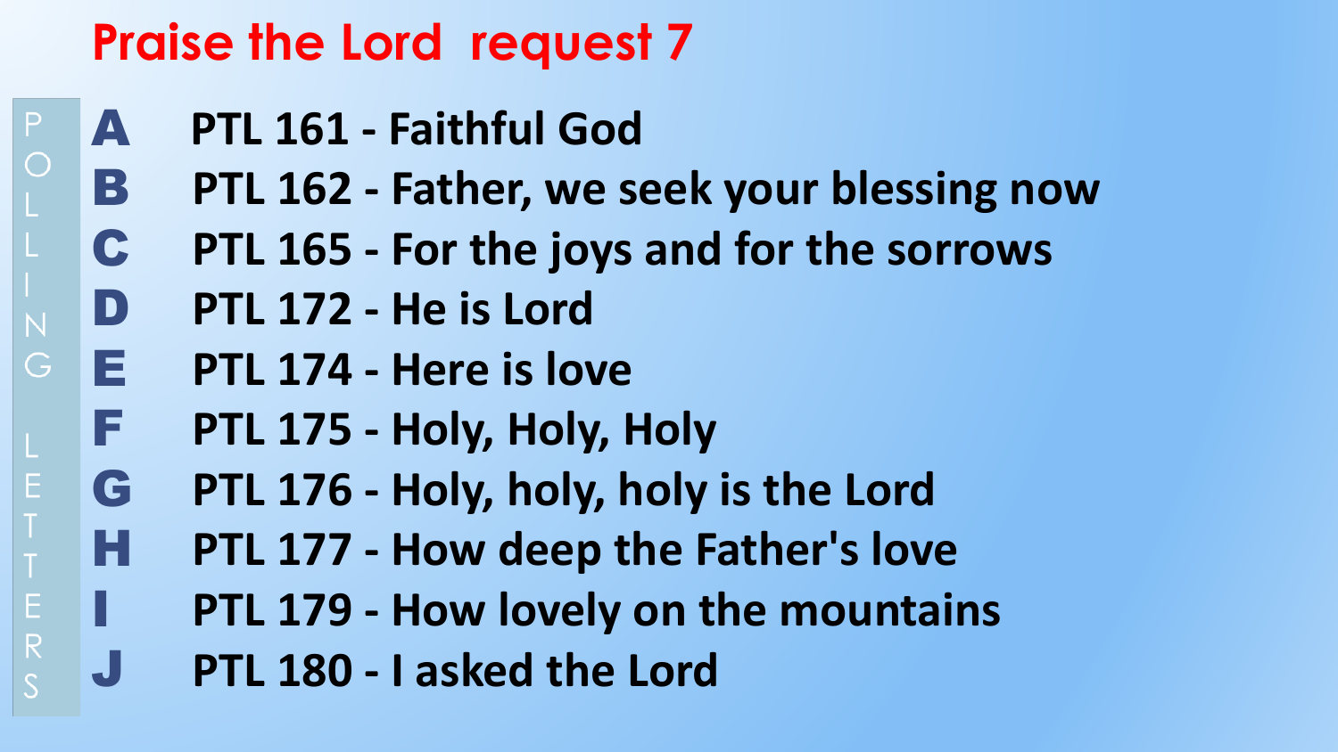# Praise the Lord request 7

POLLING LETTERS

- **A** PTL 161 - Faithful God
- **B** PTL 162 - Father, we seek your blessing now
- **C** PTL 165 - For the joys and for the sorrows
- **D** PTL 172 - He is Lord
- **E** PTL 174 - Here is love
- **F** PTL 175 - Holy, Holy, Holy
- **G** PTL 176 - Holy, holy, holy is the Lord
- **H** PTL 177 - How deep the Father's love
- **I** PTL 179 - How lovely on the mountains
- **J** PTL 180 - I asked the Lord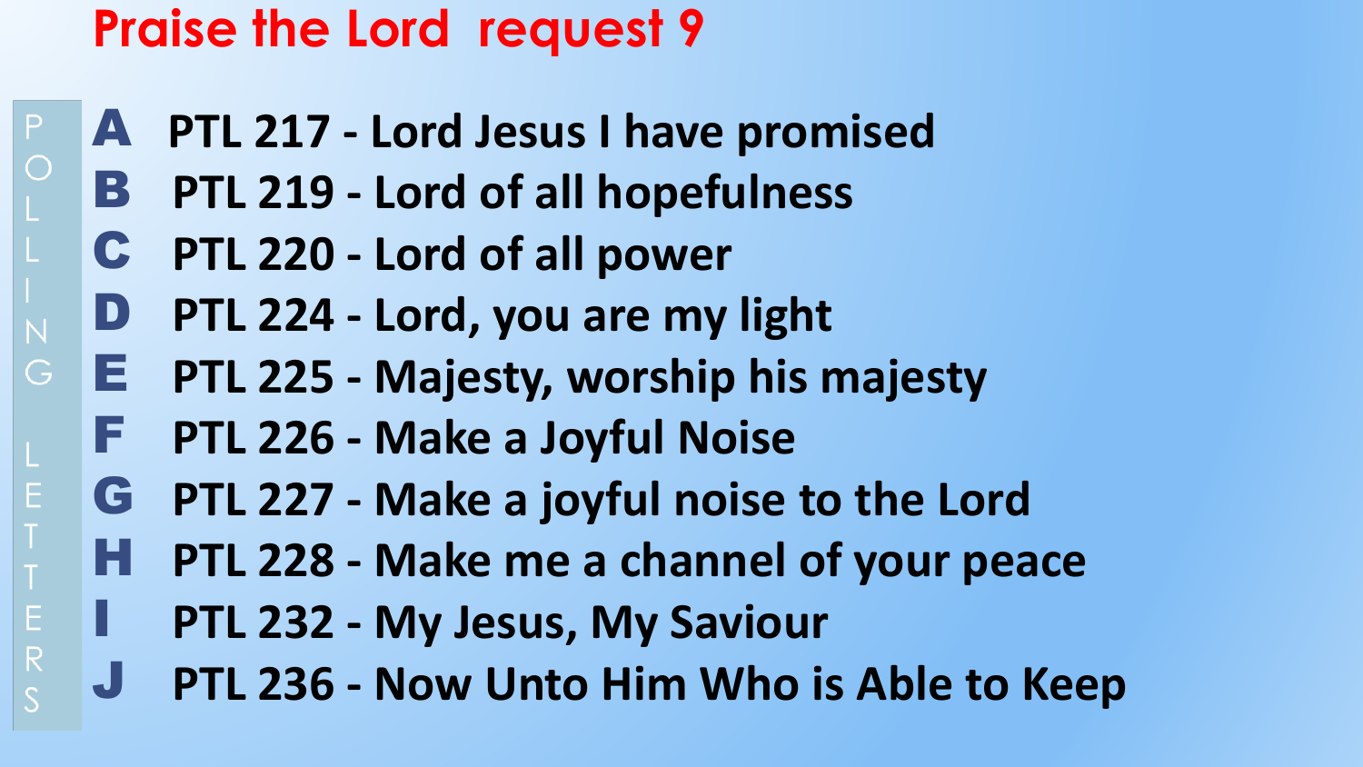# Praise the Lord request 9

POLLING LETTERS

- **A** PTL 217 - Lord Jesus I have promised
- **B** PTL 219 - Lord of all hopefulness
- **C** PTL 220 - Lord of all power
- **D** PTL 224 - Lord, you are my light
- **E** PTL 225 - Majesty, worship his majesty
- **F** PTL 226 - Make a Joyful Noise
- **G** PTL 227 - Make a joyful noise to the Lord
- **H** PTL 228 - Make me a channel of your peace
- **I** PTL 232 - My Jesus, My Saviour
- **J** PTL 236 - Now Unto Him Who is Able to Keep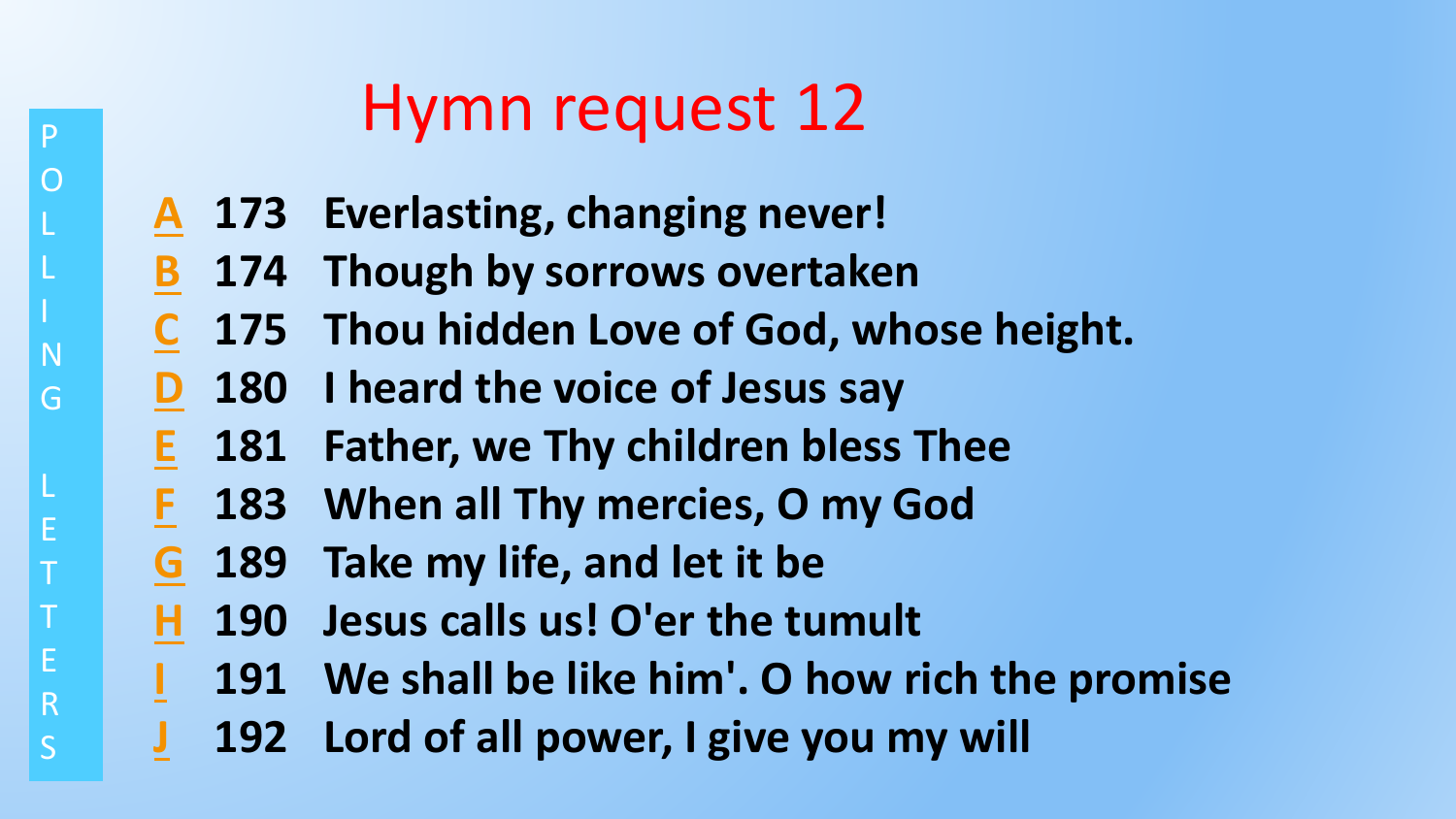POLLING LETTERS

# Hymn request 12

- A 173 Everlasting, changing never!
- B 174 Though by sorrows overtaken
- C 175 Thou hidden Love of God, whose height.
- D 180 I heard the voice of Jesus say
- E 181 Father, we Thy children bless Thee
- F 183 When all Thy mercies, O my God
- G 189 Take my life, and let it be
- H 190 Jesus calls us! O'er the tumult
- I 191 We shall be like him'. O how rich the promise
- J 192 Lord of all power, I give you my will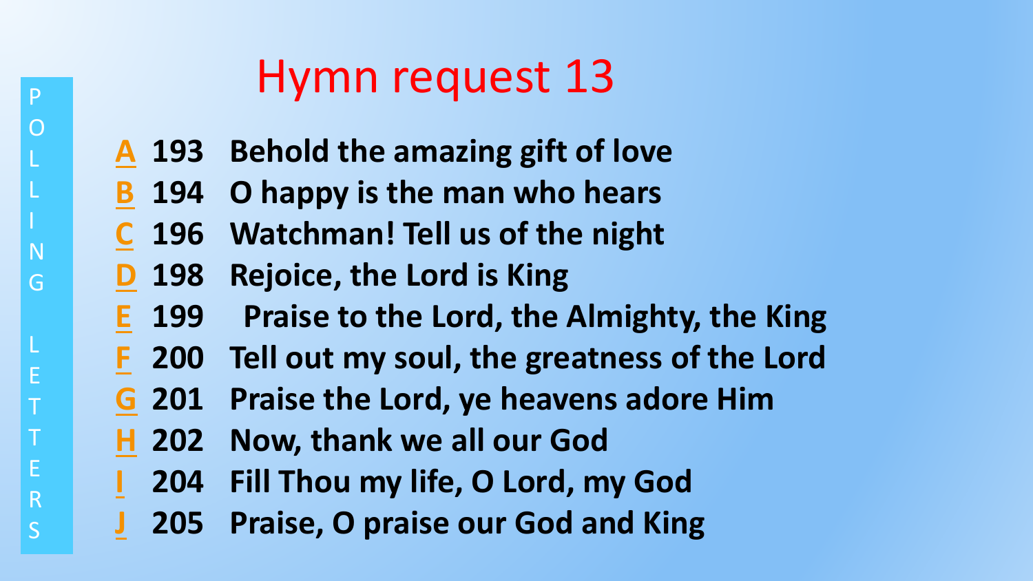POLLING LETTERS

# Hymn request 13

- A 193 Behold the amazing gift of love
- B 194 O happy is the man who hears
- C 196 Watchman! Tell us of the night
- D 198 Rejoice, the Lord is King
- E 199 Praise to the Lord, the Almighty, the King
- F 200 Tell out my soul, the greatness of the Lord
- G 201 Praise the Lord, ye heavens adore Him
- H 202 Now, thank we all our God
- I 204 Fill Thou my life, O Lord, my God
- J 205 Praise, O praise our God and King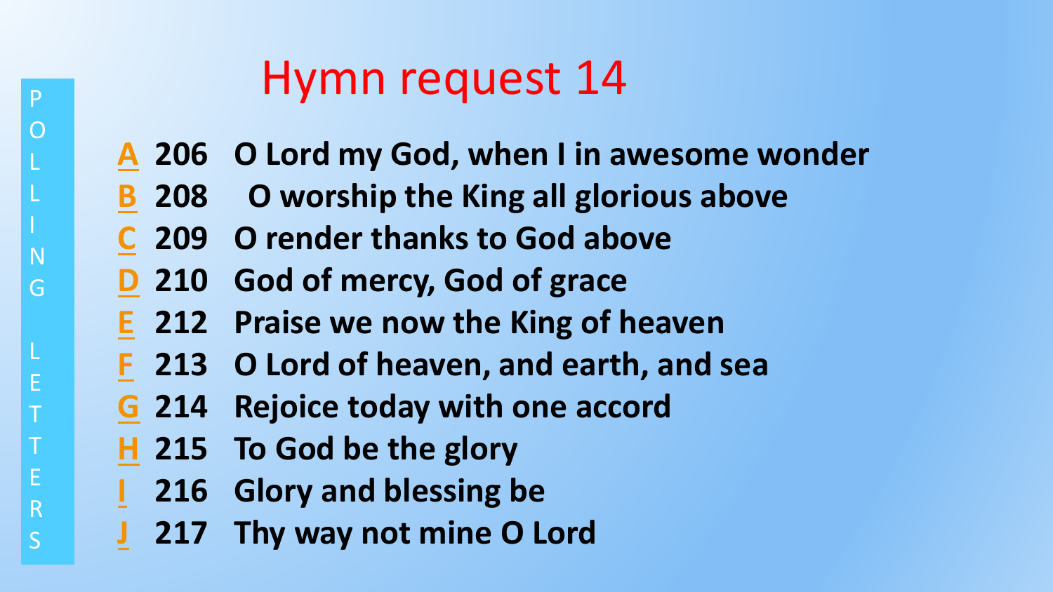# Hymn request 14

P O L L I N G L E T T E R S

- **A** **206 O Lord my God, when I in awesome wonder**
- **B** **208 O worship the King all glorious above**
- **C** **209 O render thanks to God above**
- **D** **210 God of mercy, God of grace**
- **E** **212 Praise we now the King of heaven**
- **F** **213 O Lord of heaven, and earth, and sea**
- **G** **214 Rejoice today with one accord**
- **H** **215 To God be the glory**
- **I** **216 Glory and blessing be**
- **J** **217 Thy way not mine O Lord**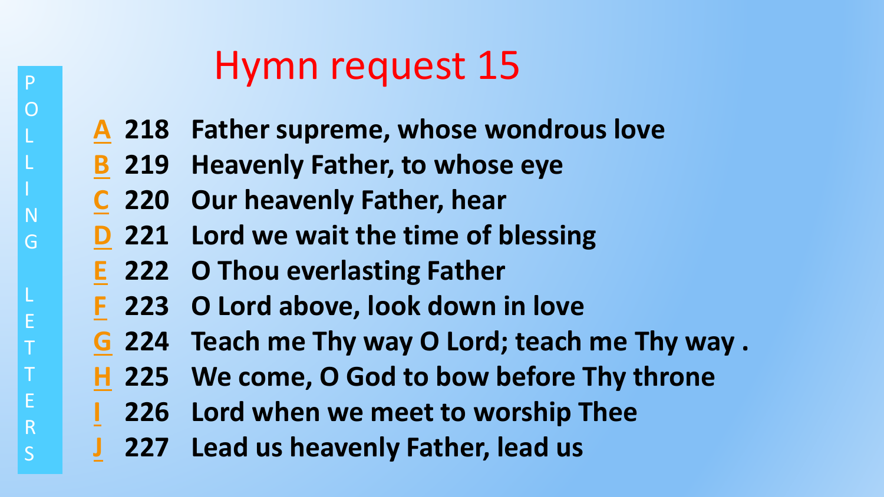POLLING LETTERS

# Hymn request 15

- **A** **218** **Father supreme, whose wondrous love**
- **B** **219** **Heavenly Father, to whose eye**
- **C** **220** **Our heavenly Father, hear**
- **D** **221** **Lord we wait the time of blessing**
- **E** **222** **O Thou everlasting Father**
- **F** **223** **O Lord above, look down in love**
- **G** **224** **Teach me Thy way O Lord; teach me Thy way .**
- **H** **225** **We come, O God to bow before Thy throne**
- **I** **226** **Lord when we meet to worship Thee**
- **J** **227** **Lead us heavenly Father, lead us**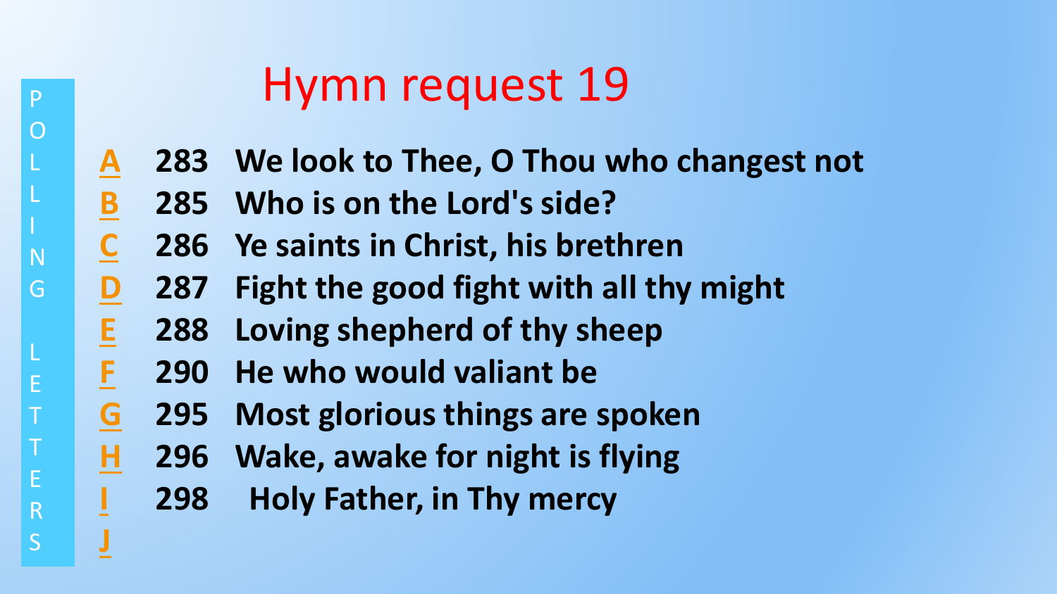POLLING LETTERS

# Hymn request 19

- **A** 283 **We look to Thee, O Thou who changest not**
- **B** 285 **Who is on the Lord's side?**
- **C** 286 **Ye saints in Christ, his brethren**
- **D** 287 **Fight the good fight with all thy might**
- **E** 288 **Loving shepherd of thy sheep**
- **F** 290 **He who would valiant be**
- **G** 295 **Most glorious things are spoken**
- **H** 296 **Wake, awake for night is flying**
- **I** 298 **Holy Father, in Thy mercy**
- **J**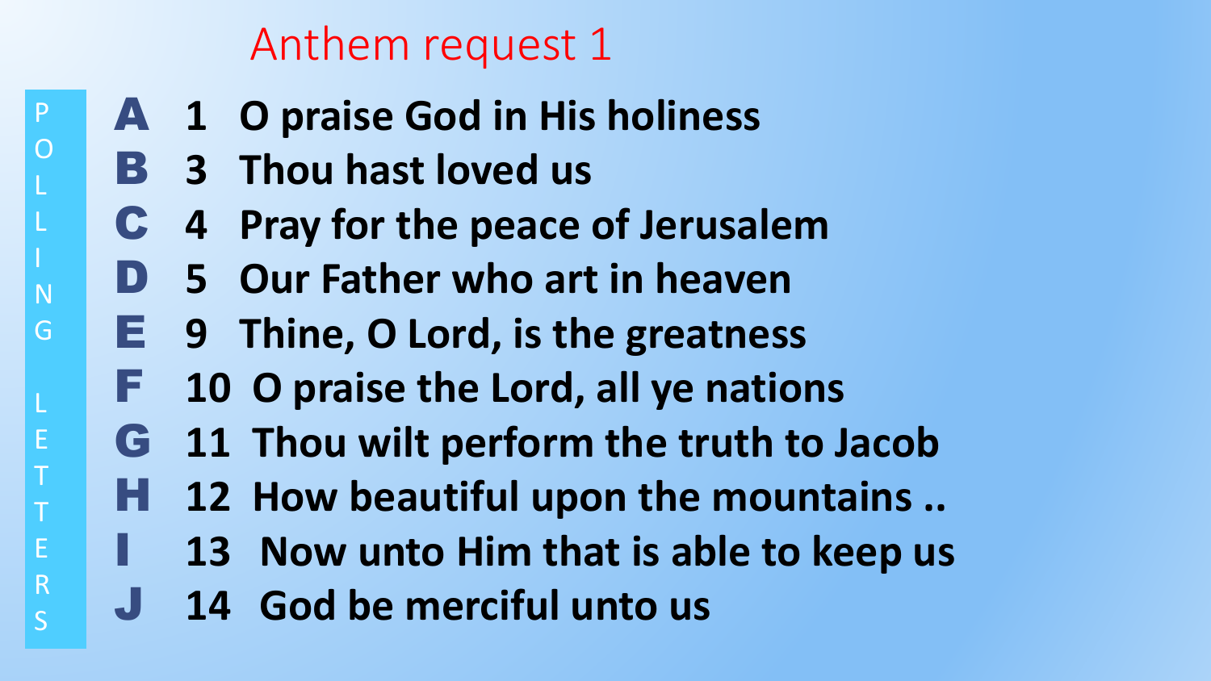# Anthem request 1

POLLING LETTERS

- **A** 1 O praise God in His holiness
- **B** 3 Thou hast loved us
- **C** 4 Pray for the peace of Jerusalem
- **D** 5 Our Father who art in heaven
- **E** 9 Thine, O Lord, is the greatness
- **F** 10 O praise the Lord, all ye nations
- **G** 11 Thou wilt perform the truth to Jacob
- **H** 12 How beautiful upon the mountains ..
- **I** 13 Now unto Him that is able to keep us
- **J** 14 God be merciful unto us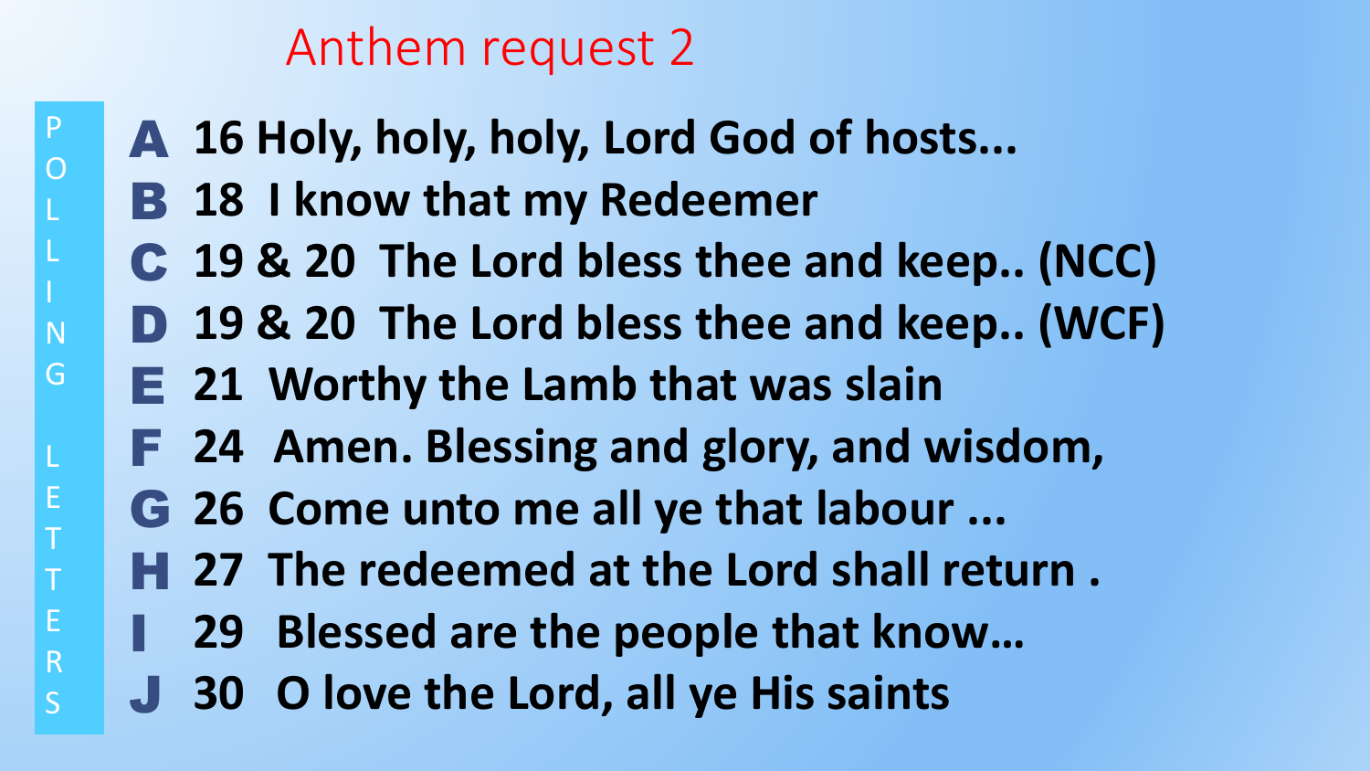# Anthem request 2

POLLING LETTERS

- **A** **16 Holy, holy, holy, Lord God of hosts...**
- **B** **18 I know that my Redeemer**
- **C** **19 & 20 The Lord bless thee and keep.. (NCC)**
- **D** **19 & 20 The Lord bless thee and keep.. (WCF)**
- **E** **21 Worthy the Lamb that was slain**
- **F** **24 Amen. Blessing and glory, and wisdom,**
- **G** **26 Come unto me all ye that labour ...**
- **H** **27 The redeemed at the Lord shall return .**
- **I** **29 Blessed are the people that know…**
- **J** **30 O love the Lord, all ye His saints**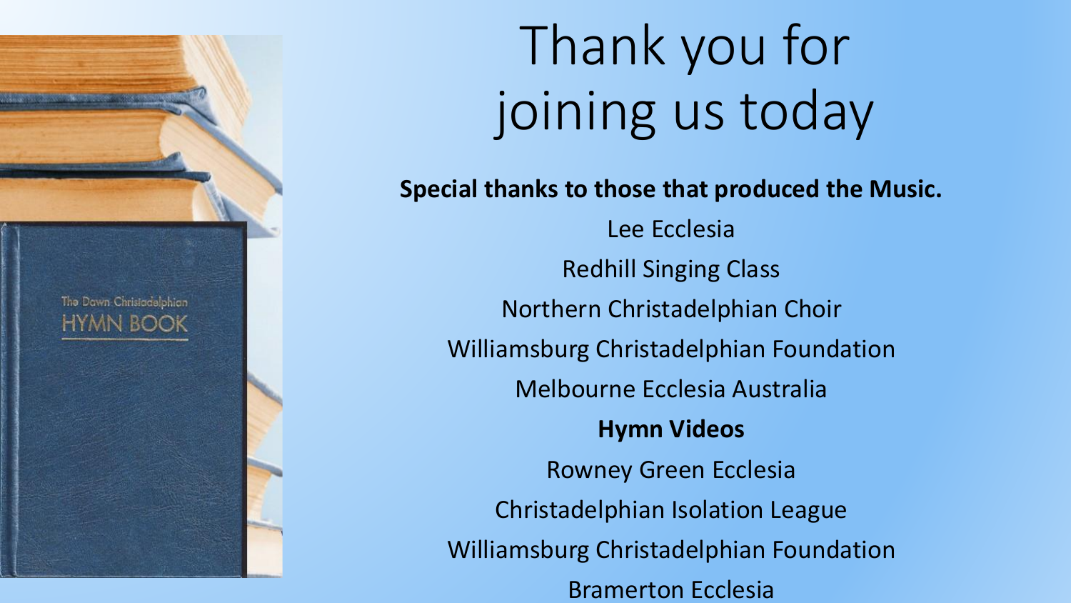# Thank you for joining us today

**Special thanks to those that produced the Music.**

Lee Ecclesia

Redhill Singing Class

Northern Christadelphian Choir

Williamsburg Christadelphian Foundation

Melbourne Ecclesia Australia

**Hymn Videos**

Rowney Green Ecclesia

Christadelphian Isolation League

Williamsburg Christadelphian Foundation

Bramerton Ecclesia